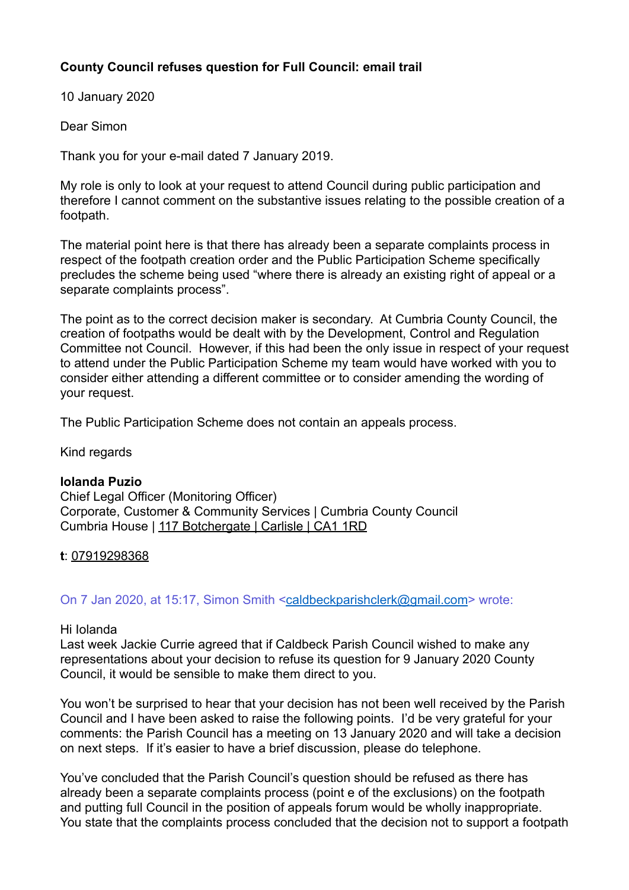**County Council refuses question for Full Council: email trail**

10 January 2020

Dear Simon

Thank you for your e-mail dated 7 January 2019.

My role is only to look at your request to attend Council during public participation and therefore I cannot comment on the substantive issues relating to the possible creation of a footpath.

The material point here is that there has already been a separate complaints process in respect of the footpath creation order and the Public Participation Scheme specifically precludes the scheme being used "where there is already an existing right of appeal or a separate complaints process".

The point as to the correct decision maker is secondary. At Cumbria County Council, the creation of footpaths would be dealt with by the Development, Control and Regulation Committee not Council. However, if this had been the only issue in respect of your request to attend under the Public Participation Scheme my team would have worked with you to consider either attending a different committee or to consider amending the wording of your request.

The Public Participation Scheme does not contain an appeals process.

Kind regards

**Iolanda Puzio**
Chief Legal Officer (Monitoring Officer)
Corporate, Customer & Community Services | Cumbria County Council
Cumbria House | 117 Botchergate | Carlisle | CA1 1RD

**t**: 07919298368

On 7 Jan 2020, at 15:17, Simon Smith <caldbeckparishclerk@gmail.com> wrote:

Hi Iolanda
Last week Jackie Currie agreed that if Caldbeck Parish Council wished to make any representations about your decision to refuse its question for 9 January 2020 County Council, it would be sensible to make them direct to you.

You won't be surprised to hear that your decision has not been well received by the Parish Council and I have been asked to raise the following points. I'd be very grateful for your comments: the Parish Council has a meeting on 13 January 2020 and will take a decision on next steps. If it's easier to have a brief discussion, please do telephone.

You've concluded that the Parish Council's question should be refused as there has already been a separate complaints process (point e of the exclusions) on the footpath and putting full Council in the position of appeals forum would be wholly inappropriate. You state that the complaints process concluded that the decision not to support a footpath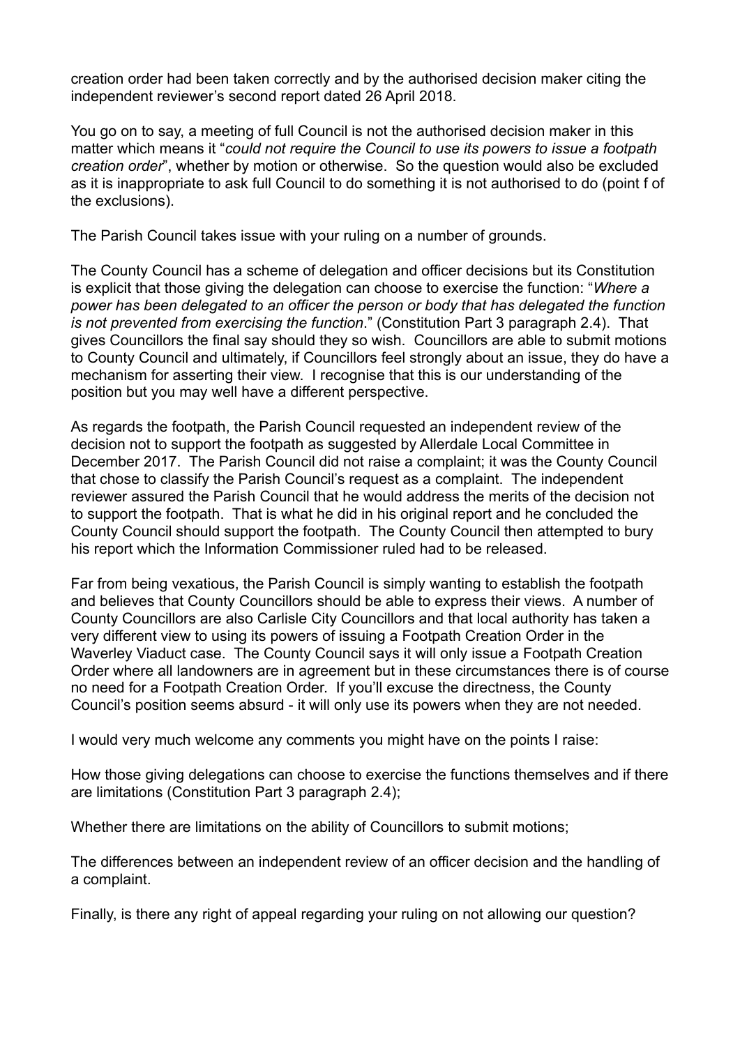creation order had been taken correctly and by the authorised decision maker citing the independent reviewer's second report dated 26 April 2018.

You go on to say, a meeting of full Council is not the authorised decision maker in this matter which means it "*could not require the Council to use its powers to issue a footpath creation order*", whether by motion or otherwise. So the question would also be excluded as it is inappropriate to ask full Council to do something it is not authorised to do (point f of the exclusions).

The Parish Council takes issue with your ruling on a number of grounds.

The County Council has a scheme of delegation and officer decisions but its Constitution is explicit that those giving the delegation can choose to exercise the function: "*Where a power has been delegated to an officer the person or body that has delegated the function is not prevented from exercising the function*." (Constitution Part 3 paragraph 2.4). That gives Councillors the final say should they so wish. Councillors are able to submit motions to County Council and ultimately, if Councillors feel strongly about an issue, they do have a mechanism for asserting their view. I recognise that this is our understanding of the position but you may well have a different perspective.

As regards the footpath, the Parish Council requested an independent review of the decision not to support the footpath as suggested by Allerdale Local Committee in December 2017. The Parish Council did not raise a complaint; it was the County Council that chose to classify the Parish Council's request as a complaint. The independent reviewer assured the Parish Council that he would address the merits of the decision not to support the footpath. That is what he did in his original report and he concluded the County Council should support the footpath. The County Council then attempted to bury his report which the Information Commissioner ruled had to be released.

Far from being vexatious, the Parish Council is simply wanting to establish the footpath and believes that County Councillors should be able to express their views. A number of County Councillors are also Carlisle City Councillors and that local authority has taken a very different view to using its powers of issuing a Footpath Creation Order in the Waverley Viaduct case. The County Council says it will only issue a Footpath Creation Order where all landowners are in agreement but in these circumstances there is of course no need for a Footpath Creation Order. If you'll excuse the directness, the County Council's position seems absurd - it will only use its powers when they are not needed.

I would very much welcome any comments you might have on the points I raise:

How those giving delegations can choose to exercise the functions themselves and if there are limitations (Constitution Part 3 paragraph 2.4);

Whether there are limitations on the ability of Councillors to submit motions;

The differences between an independent review of an officer decision and the handling of a complaint.

Finally, is there any right of appeal regarding your ruling on not allowing our question?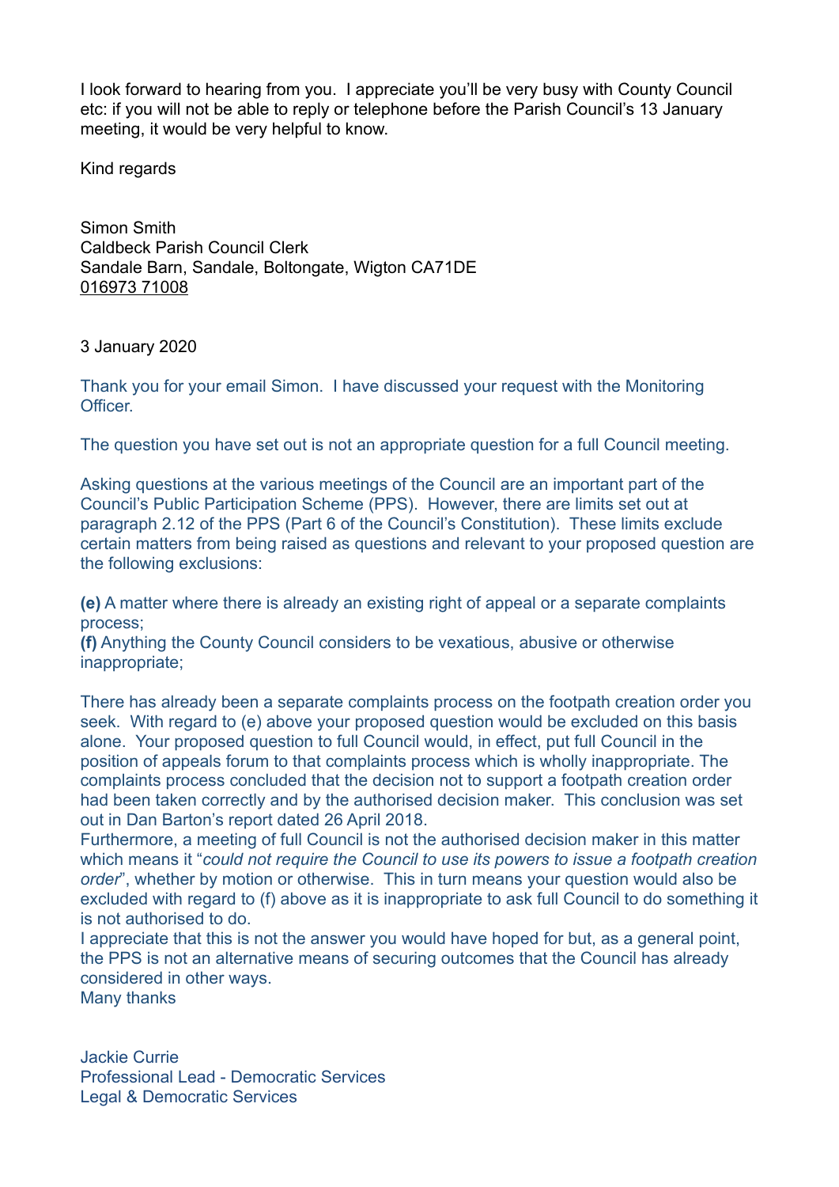I look forward to hearing from you.  I appreciate you'll be very busy with County Council etc: if you will not be able to reply or telephone before the Parish Council's 13 January meeting, it would be very helpful to know.

Kind regards

Simon Smith
Caldbeck Parish Council Clerk
Sandale Barn, Sandale, Boltongate, Wigton CA71DE
016973 71008

3 January 2020

Thank you for your email Simon.  I have discussed your request with the Monitoring Officer.

The question you have set out is not an appropriate question for a full Council meeting.

Asking questions at the various meetings of the Council are an important part of the Council's Public Participation Scheme (PPS).  However, there are limits set out at paragraph 2.12 of the PPS (Part 6 of the Council's Constitution).  These limits exclude certain matters from being raised as questions and relevant to your proposed question are the following exclusions:

**(e)** A matter where there is already an existing right of appeal or a separate complaints process;
**(f)** Anything the County Council considers to be vexatious, abusive or otherwise inappropriate;

There has already been a separate complaints process on the footpath creation order you seek.  With regard to (e) above your proposed question would be excluded on this basis alone.  Your proposed question to full Council would, in effect, put full Council in the position of appeals forum to that complaints process which is wholly inappropriate. The complaints process concluded that the decision not to support a footpath creation order had been taken correctly and by the authorised decision maker.  This conclusion was set out in Dan Barton's report dated 26 April 2018.
Furthermore, a meeting of full Council is not the authorised decision maker in this matter which means it "*could not require the Council to use its powers to issue a footpath creation order*", whether by motion or otherwise.  This in turn means your question would also be excluded with regard to (f) above as it is inappropriate to ask full Council to do something it is not authorised to do.
I appreciate that this is not the answer you would have hoped for but, as a general point, the PPS is not an alternative means of securing outcomes that the Council has already considered in other ways.
Many thanks

Jackie Currie
Professional Lead - Democratic Services
Legal & Democratic Services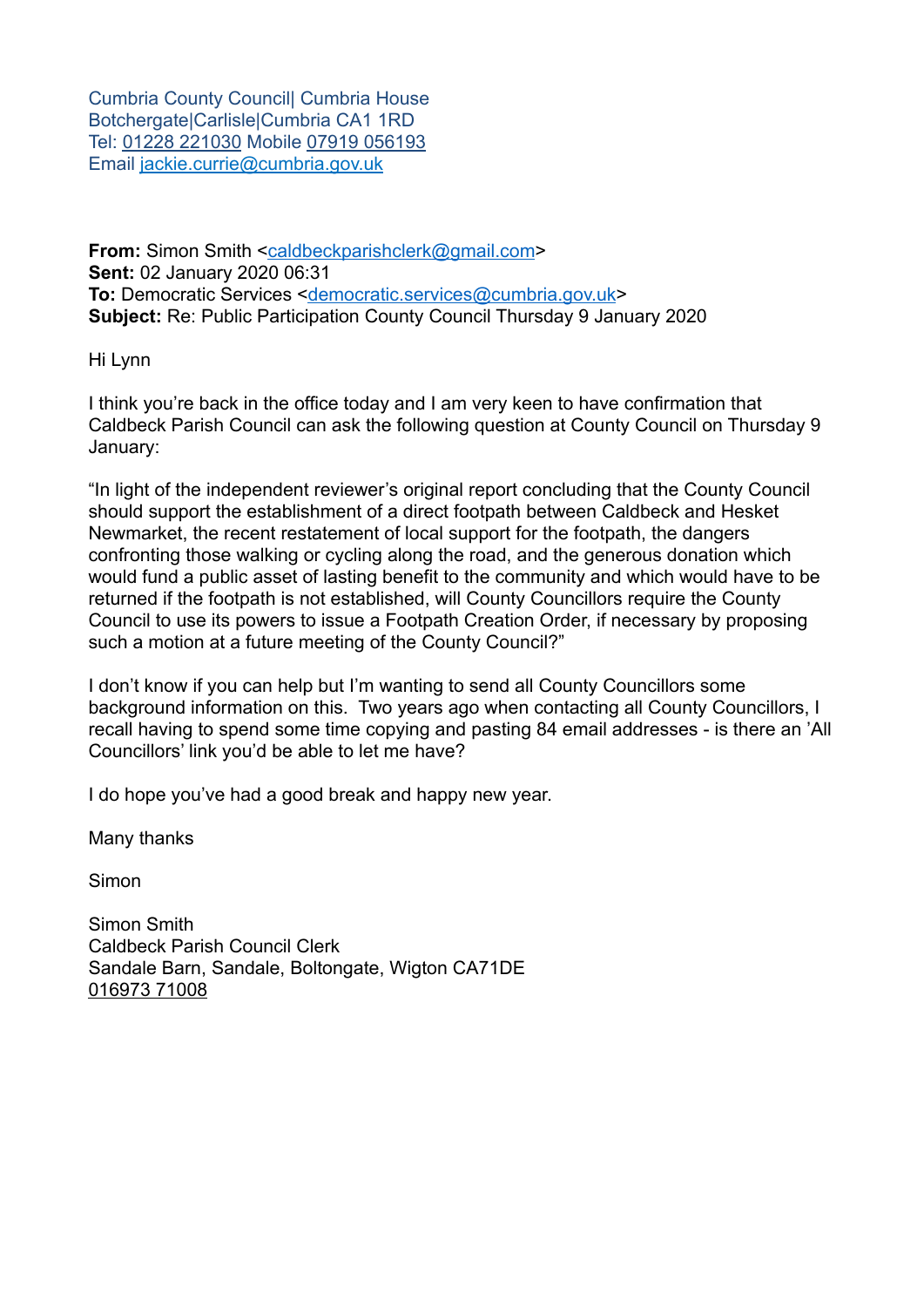Cumbria County Council| Cumbria House
Botchergate|Carlisle|Cumbria CA1 1RD
Tel: 01228 221030 Mobile 07919 056193
Email jackie.currie@cumbria.gov.uk

**From:** Simon Smith <caldbeckparishclerk@gmail.com>
**Sent:** 02 January 2020 06:31
**To:** Democratic Services <democratic.services@cumbria.gov.uk>
**Subject:** Re: Public Participation County Council Thursday 9 January 2020

Hi Lynn

I think you're back in the office today and I am very keen to have confirmation that Caldbeck Parish Council can ask the following question at County Council on Thursday 9 January:

"In light of the independent reviewer's original report concluding that the County Council should support the establishment of a direct footpath between Caldbeck and Hesket Newmarket, the recent restatement of local support for the footpath, the dangers confronting those walking or cycling along the road, and the generous donation which would fund a public asset of lasting benefit to the community and which would have to be returned if the footpath is not established, will County Councillors require the County Council to use its powers to issue a Footpath Creation Order, if necessary by proposing such a motion at a future meeting of the County Council?"

I don't know if you can help but I'm wanting to send all County Councillors some background information on this. Two years ago when contacting all County Councillors, I recall having to spend some time copying and pasting 84 email addresses - is there an 'All Councillors' link you'd be able to let me have?

I do hope you've had a good break and happy new year.

Many thanks

Simon

Simon Smith
Caldbeck Parish Council Clerk
Sandale Barn, Sandale, Boltongate, Wigton CA71DE
016973 71008